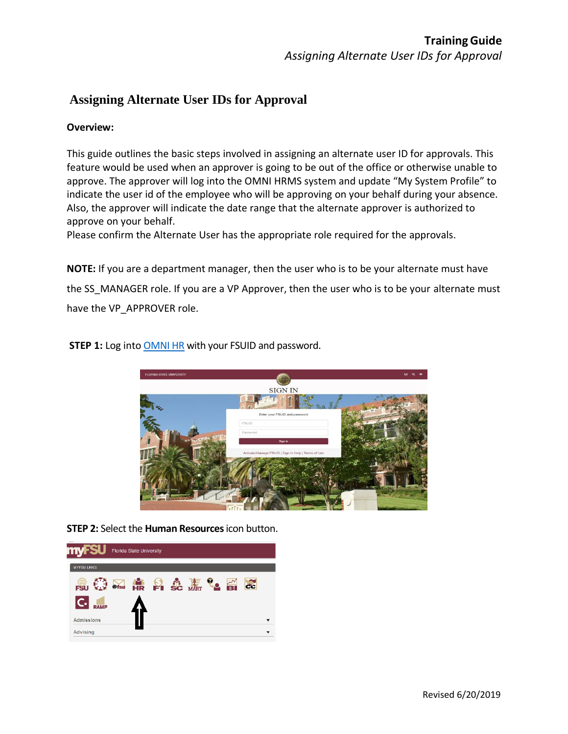# Assigning Alternate User IDs for Approval

**Overview:**

This guide outlines the basic steps involved in assigning an alternate user ID for approvals. This feature would be used when an approver is going to be out of the office or otherwise unable to approve. The approver will log into the OMNI HRMS system and update "My System Profile" to indicate the user id of the employee who will be approving on your behalf during your absence. Also, the approver will indicate the date range that the alternate approver is authorized to approve on your behalf.
Please confirm the Alternate User has the appropriate role required for the approvals.

**NOTE:** If you are a department manager, then the user who is to be your alternate must have the SS_MANAGER role. If you are a VP Approver, then the user who is to be your alternate must have the VP_APPROVER role.

**STEP 1:** Log into OMNI HR with your FSUID and password.

**STEP 2:** Select the **Human Resources** icon button.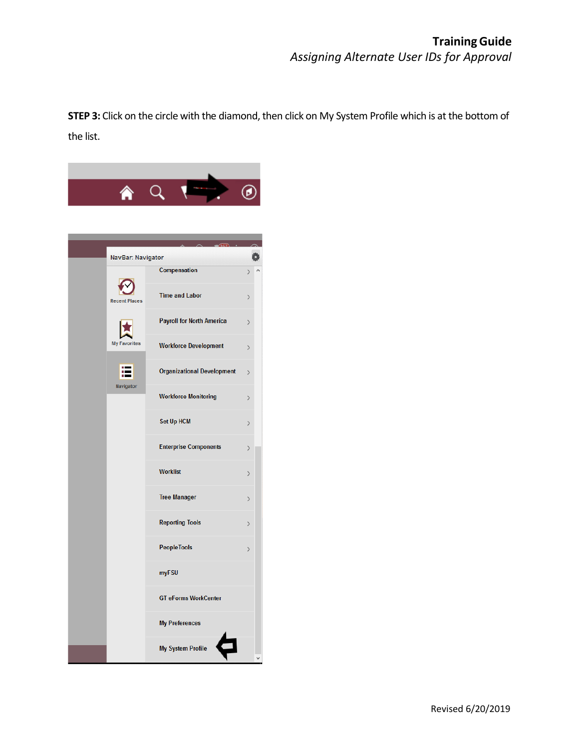**STEP 3:** Click on the circle with the diamond, then click on My System Profile which is at the bottom of the list.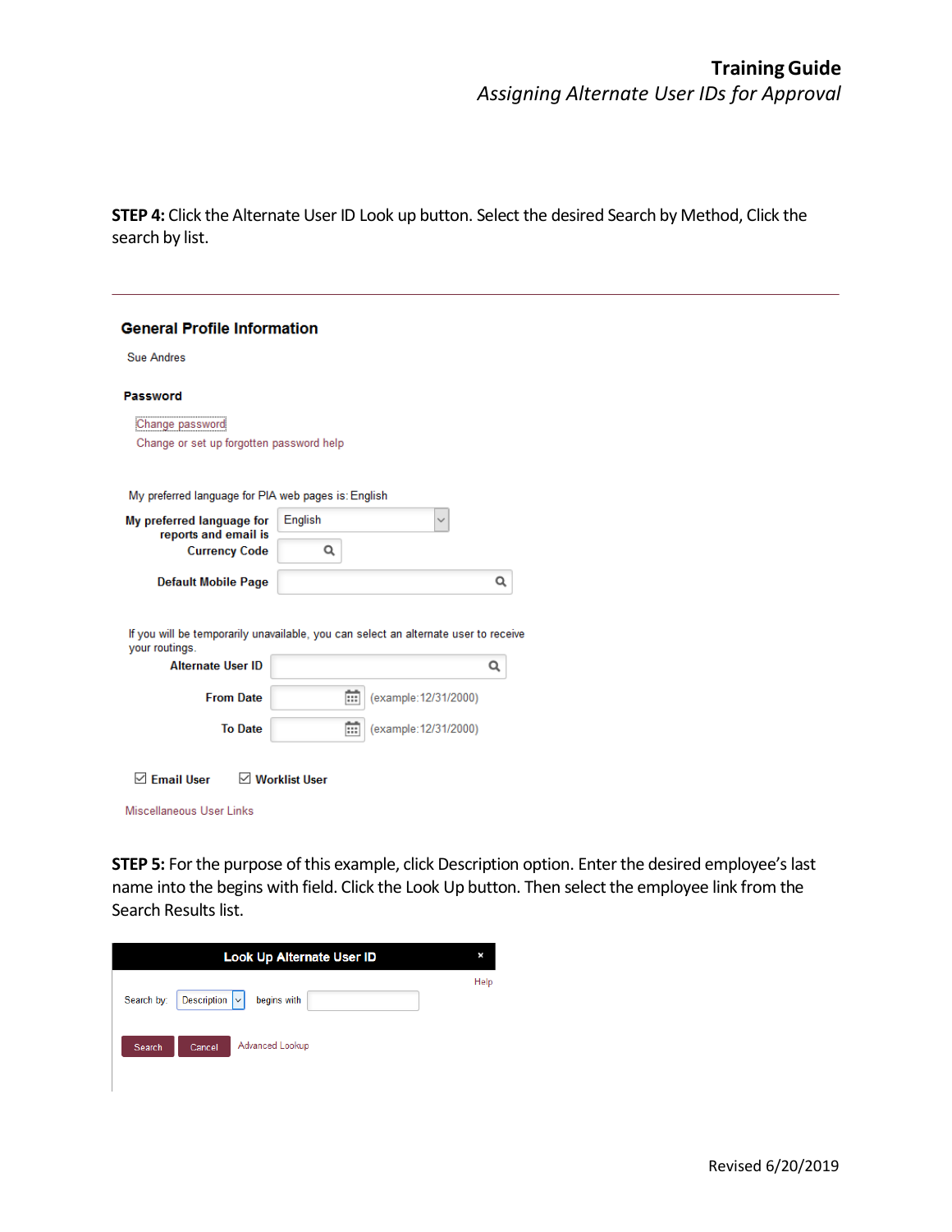**STEP 4:** Click the Alternate User ID Look up button. Select the desired Search by Method, Click the search by list.

---

### General Profile Information

Sue Andres

**Password**

Change password

Change or set up forgotten password help

My preferred language for PIA web pages is: English

**My preferred language for reports and email is** English

**Currency Code**

**Default Mobile Page**

If you will be temporarily unavailable, you can select an alternate user to receive your routings.

**Alternate User ID**

**From Date** (example: 12/31/2000)

**To Date** (example: 12/31/2000)

☑ **Email User** ☑ **Worklist User**

Miscellaneous User Links

**STEP 5:** For the purpose of this example, click Description option. Enter the desired employee's last name into the begins with field. Click the Look Up button. Then select the employee link from the Search Results list.

**Look Up Alternate User ID**

Help

Search by: Description begins with

Search Cancel Advanced Lookup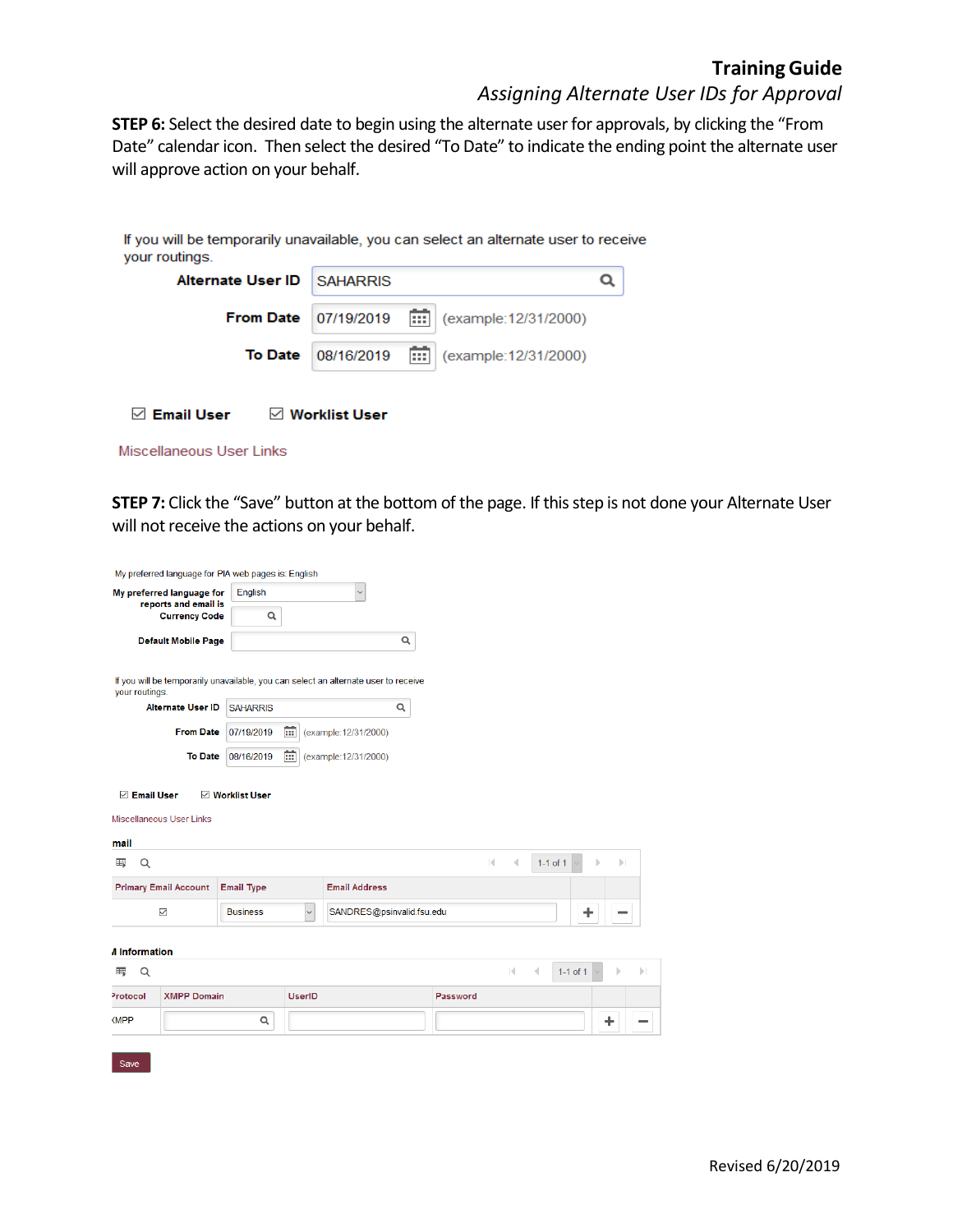**STEP 6:** Select the desired date to begin using the alternate user for approvals, by clicking the "From Date" calendar icon. Then select the desired "To Date" to indicate the ending point the alternate user will approve action on your behalf.

If you will be temporarily unavailable, you can select an alternate user to receive your routings.

**Alternate User ID** SAHARRIS

**From Date** 07/19/2019 (example:12/31/2000)

**To Date** 08/16/2019 (example:12/31/2000)

☑ **Email User** ☑ **Worklist User**

Miscellaneous User Links

**STEP 7:** Click the "Save" button at the bottom of the page. If this step is not done your Alternate User will not receive the actions on your behalf.

My preferred language for PIA web pages is: English

**My preferred language for reports and email is** English

**Currency Code**

**Default Mobile Page**

If you will be temporarily unavailable, you can select an alternate user to receive your routings.

**Alternate User ID** SAHARRIS

**From Date** 07/19/2019 (example:12/31/2000)

**To Date** 08/16/2019 (example:12/31/2000)

☑ **Email User** ☑ **Worklist User**

Miscellaneous User Links

**mail**

1-1 of 1

| Primary Email Account | Email Type | Email Address | | |
|---|---|---|---|---|
| ☑ | Business | SANDRES@psinvalid.fsu.edu | + | − |

**I Information**

1-1 of 1

| Protocol | XMPP Domain | UserID | Password | | |
|---|---|---|---|---|---|
| XMPP | | | | + | − |

Save